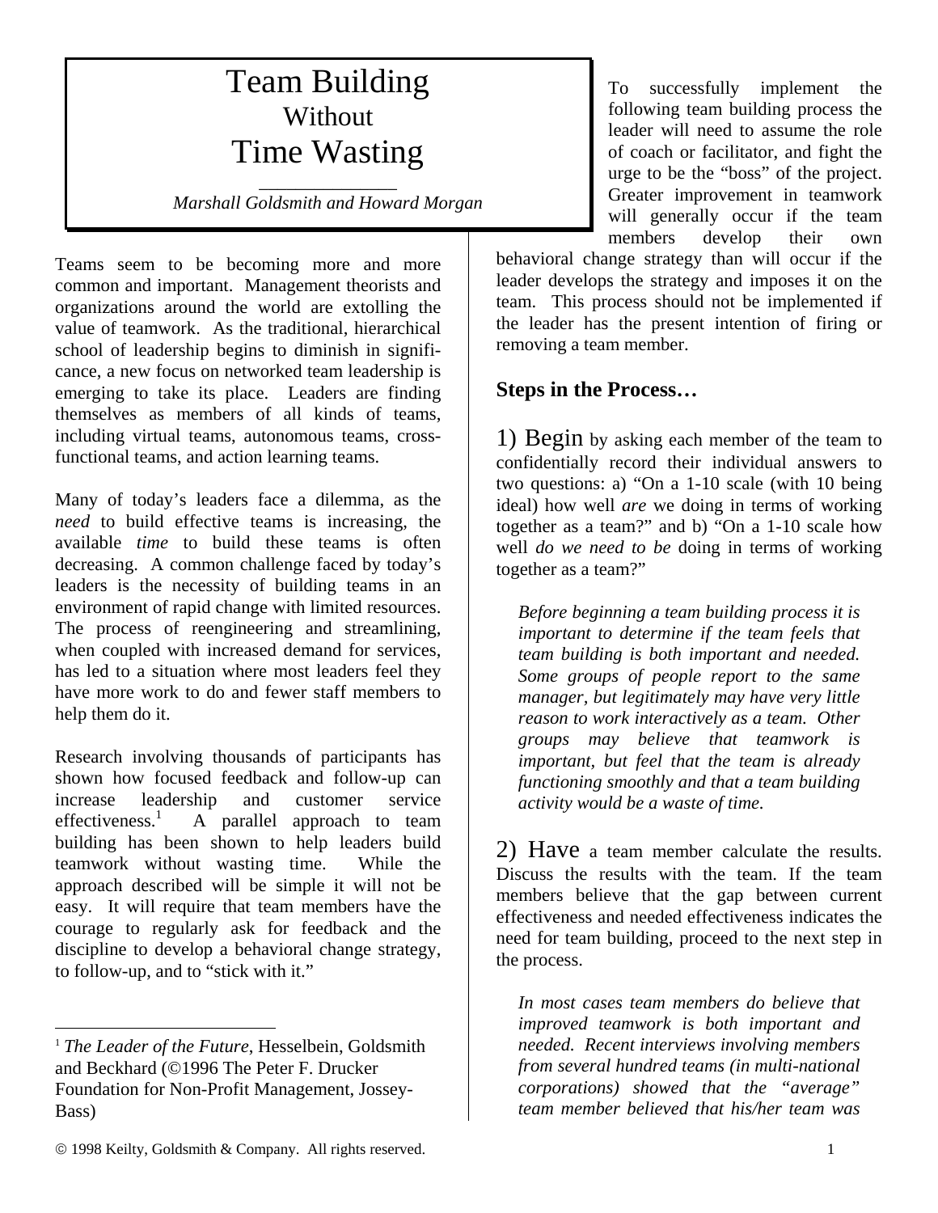# Team Building
## Without
# Time Wasting

*Marshall Goldsmith and Howard Morgan*

Teams seem to be becoming more and more common and important. Management theorists and organizations around the world are extolling the value of teamwork. As the traditional, hierarchical school of leadership begins to diminish in significance, a new focus on networked team leadership is emerging to take its place. Leaders are finding themselves as members of all kinds of teams, including virtual teams, autonomous teams, cross-functional teams, and action learning teams.

Many of today's leaders face a dilemma, as the *need* to build effective teams is increasing, the available *time* to build these teams is often decreasing. A common challenge faced by today's leaders is the necessity of building teams in an environment of rapid change with limited resources. The process of reengineering and streamlining, when coupled with increased demand for services, has led to a situation where most leaders feel they have more work to do and fewer staff members to help them do it.

Research involving thousands of participants has shown how focused feedback and follow-up can increase leadership and customer service effectiveness.[1] A parallel approach to team building has been shown to help leaders build teamwork without wasting time. While the approach described will be simple it will not be easy. It will require that team members have the courage to regularly ask for feedback and the discipline to develop a behavioral change strategy, to follow-up, and to "stick with it."

To successfully implement the following team building process the leader will need to assume the role of coach or facilitator, and fight the urge to be the "boss" of the project. Greater improvement in teamwork will generally occur if the team members develop their own behavioral change strategy than will occur if the leader develops the strategy and imposes it on the team. This process should not be implemented if the leader has the present intention of firing or removing a team member.

### Steps in the Process…

1) Begin by asking each member of the team to confidentially record their individual answers to two questions: a) "On a 1-10 scale (with 10 being ideal) how well *are* we doing in terms of working together as a team?" and b) "On a 1-10 scale how well *do we need to be* doing in terms of working together as a team?"

*Before beginning a team building process it is important to determine if the team feels that team building is both important and needed. Some groups of people report to the same manager, but legitimately may have very little reason to work interactively as a team. Other groups may believe that teamwork is important, but feel that the team is already functioning smoothly and that a team building activity would be a waste of time.*

2) Have a team member calculate the results. Discuss the results with the team. If the team members believe that the gap between current effectiveness and needed effectiveness indicates the need for team building, proceed to the next step in the process.

*In most cases team members do believe that improved teamwork is both important and needed. Recent interviews involving members from several hundred teams (in multi-national corporations) showed that the "average" team member believed that his/her team was*

---

[1] *The Leader of the Future*, Hesselbein, Goldsmith and Beckhard (©1996 The Peter F. Drucker Foundation for Non-Profit Management, Jossey-Bass)

© 1998 Keilty, Goldsmith & Company. All rights reserved.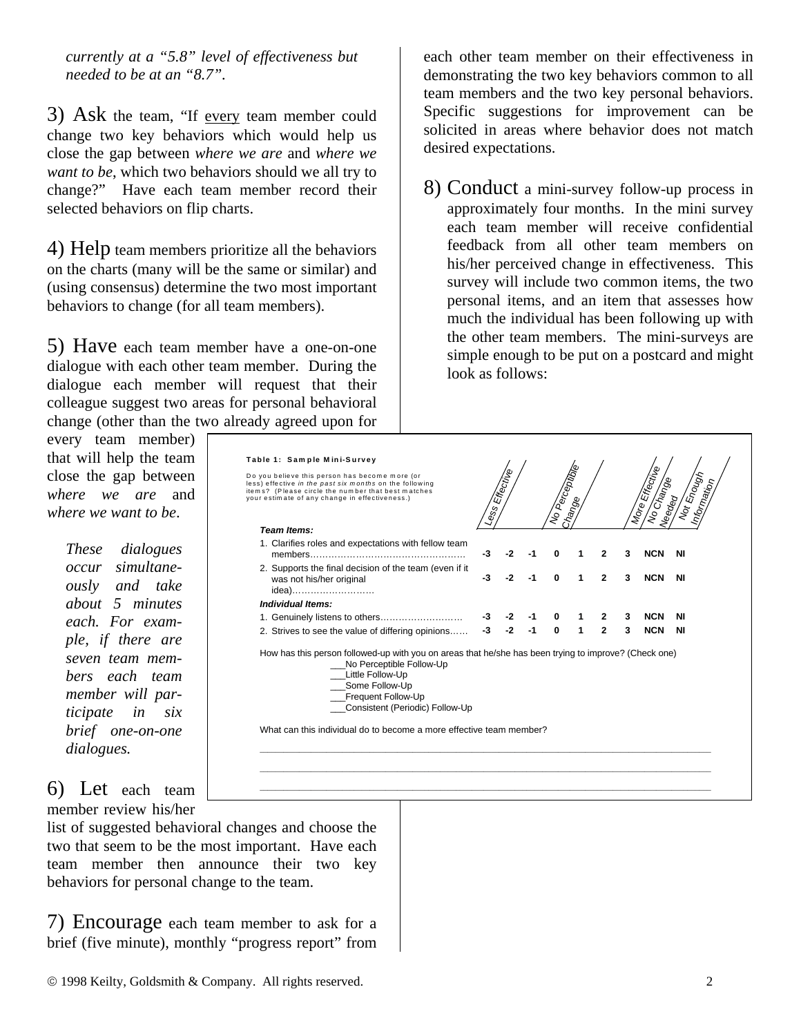*currently at a "5.8" level of effectiveness but needed to be at an "8.7".*

3) Ask the team, "If every team member could change two key behaviors which would help us close the gap between *where we are* and *where we want to be*, which two behaviors should we all try to change?" Have each team member record their selected behaviors on flip charts.

4) Help team members prioritize all the behaviors on the charts (many will be the same or similar) and (using consensus) determine the two most important behaviors to change (for all team members).

5) Have each team member have a one-on-one dialogue with each other team member. During the dialogue each member will request that their colleague suggest two areas for personal behavioral change (other than the two already agreed upon for every team member) that will help the team close the gap between *where we are* and *where we want to be*.

*These dialogues occur simultaneously and take about 5 minutes each. For example, if there are seven team members each team member will participate in six brief one-on-one dialogues.*

6) Let each team member review his/her list of suggested behavioral changes and choose the two that seem to be the most important. Have each team member then announce their two key behaviors for personal change to the team.

7) Encourage each team member to ask for a brief (five minute), monthly "progress report" from each other team member on their effectiveness in demonstrating the two key behaviors common to all team members and the two key personal behaviors. Specific suggestions for improvement can be solicited in areas where behavior does not match desired expectations.

8) Conduct a mini-survey follow-up process in approximately four months. In the mini survey each team member will receive confidential feedback from all other team members on his/her perceived change in effectiveness. This survey will include two common items, the two personal items, and an item that assesses how much the individual has been following up with the other team members. The mini-surveys are simple enough to be put on a postcard and might look as follows:

**Table 1: Sample Mini-Survey**

Do you believe this person has become more (or less) effective *in the past six months* on the following items? (Please circle the number that best matches your estimate of any change in effectiveness.)

| | Less Effective | | | No Perceptible Change | | | More Effective | No Change Needed | Not Enough Information |
|---|---|---|---|---|---|---|---|---|---|
| ***Team Items:*** | | | | | | | | | |
| 1. Clarifies roles and expectations with fellow team members……………………………………… | -3 | -2 | -1 | 0 | 1 | 2 | 3 | NCN | NI |
| 2. Supports the final decision of the team (even if it was not his/her original idea)……………………… | -3 | -2 | -1 | 0 | 1 | 2 | 3 | NCN | NI |
| ***Individual Items:*** | | | | | | | | | |
| 1. Genuinely listens to others……………………… | -3 | -2 | -1 | 0 | 1 | 2 | 3 | NCN | NI |
| 2. Strives to see the value of differing opinions…… | -3 | -2 | -1 | 0 | 1 | 2 | 3 | NCN | NI |

How has this person followed-up with you on areas that he/she has been trying to improve? (Check one)

- ___No Perceptible Follow-Up
- ___Little Follow-Up
- ___Some Follow-Up
- ___Frequent Follow-Up
- ___Consistent (Periodic) Follow-Up

What can this individual do to become a more effective team member?

______________________________________________________________________________

______________________________________________________________________________

______________________________________________________________________________

© 1998 Keilty, Goldsmith & Company. All rights reserved.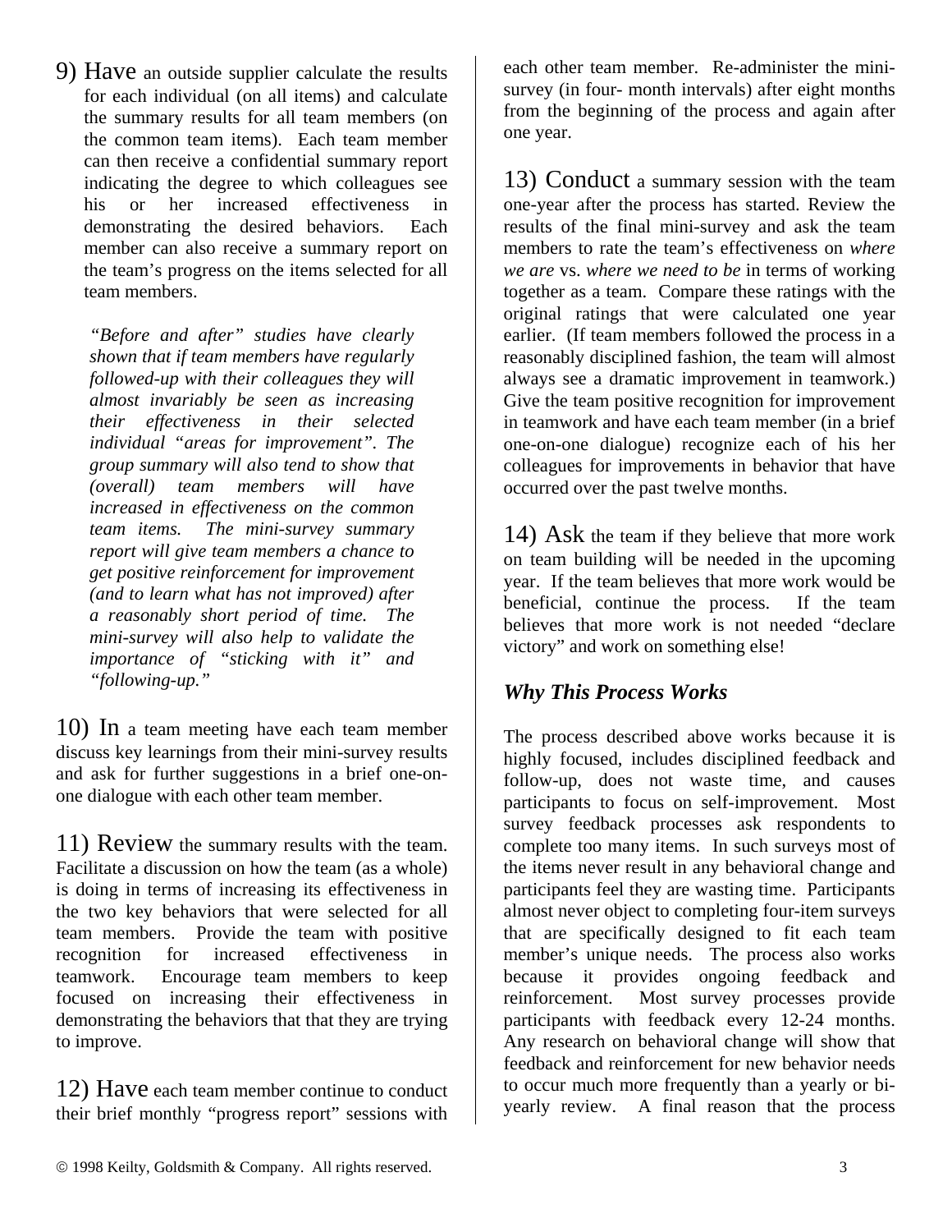9) Have an outside supplier calculate the results for each individual (on all items) and calculate the summary results for all team members (on the common team items). Each team member can then receive a confidential summary report indicating the degree to which colleagues see his or her increased effectiveness in demonstrating the desired behaviors. Each member can also receive a summary report on the team's progress on the items selected for all team members.

*"Before and after" studies have clearly shown that if team members have regularly followed-up with their colleagues they will almost invariably be seen as increasing their effectiveness in their selected individual "areas for improvement". The group summary will also tend to show that (overall) team members will have increased in effectiveness on the common team items. The mini-survey summary report will give team members a chance to get positive reinforcement for improvement (and to learn what has not improved) after a reasonably short period of time. The mini-survey will also help to validate the importance of "sticking with it" and "following-up."*

10) In a team meeting have each team member discuss key learnings from their mini-survey results and ask for further suggestions in a brief one-on-one dialogue with each other team member.

11) Review the summary results with the team. Facilitate a discussion on how the team (as a whole) is doing in terms of increasing its effectiveness in the two key behaviors that were selected for all team members. Provide the team with positive recognition for increased effectiveness in teamwork. Encourage team members to keep focused on increasing their effectiveness in demonstrating the behaviors that that they are trying to improve.

12) Have each team member continue to conduct their brief monthly "progress report" sessions with each other team member. Re-administer the mini-survey (in four- month intervals) after eight months from the beginning of the process and again after one year.

13) Conduct a summary session with the team one-year after the process has started. Review the results of the final mini-survey and ask the team members to rate the team's effectiveness on *where we are* vs. *where we need to be* in terms of working together as a team. Compare these ratings with the original ratings that were calculated one year earlier. (If team members followed the process in a reasonably disciplined fashion, the team will almost always see a dramatic improvement in teamwork.) Give the team positive recognition for improvement in teamwork and have each team member (in a brief one-on-one dialogue) recognize each of his her colleagues for improvements in behavior that have occurred over the past twelve months.

14) Ask the team if they believe that more work on team building will be needed in the upcoming year. If the team believes that more work would be beneficial, continue the process. If the team believes that more work is not needed "declare victory" and work on something else!

### *Why This Process Works*

The process described above works because it is highly focused, includes disciplined feedback and follow-up, does not waste time, and causes participants to focus on self-improvement. Most survey feedback processes ask respondents to complete too many items. In such surveys most of the items never result in any behavioral change and participants feel they are wasting time. Participants almost never object to completing four-item surveys that are specifically designed to fit each team member's unique needs. The process also works because it provides ongoing feedback and reinforcement. Most survey processes provide participants with feedback every 12-24 months. Any research on behavioral change will show that feedback and reinforcement for new behavior needs to occur much more frequently than a yearly or bi-yearly review. A final reason that the process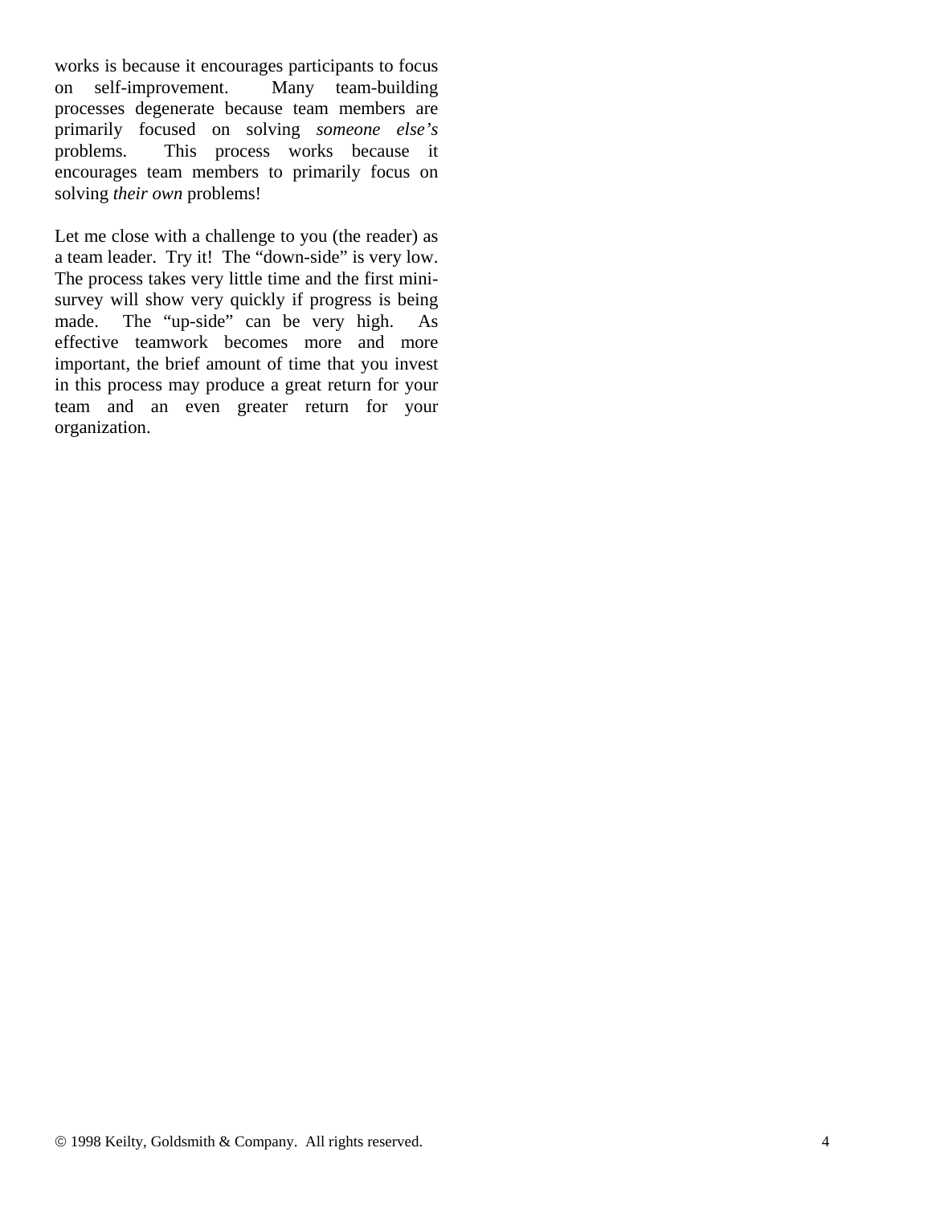works is because it encourages participants to focus on self-improvement. Many team-building processes degenerate because team members are primarily focused on solving *someone else's* problems. This process works because it encourages team members to primarily focus on solving *their own* problems!

Let me close with a challenge to you (the reader) as a team leader. Try it! The "down-side" is very low. The process takes very little time and the first mini-survey will show very quickly if progress is being made. The "up-side" can be very high. As effective teamwork becomes more and more important, the brief amount of time that you invest in this process may produce a great return for your team and an even greater return for your organization.

© 1998 Keilty, Goldsmith & Company. All rights reserved.